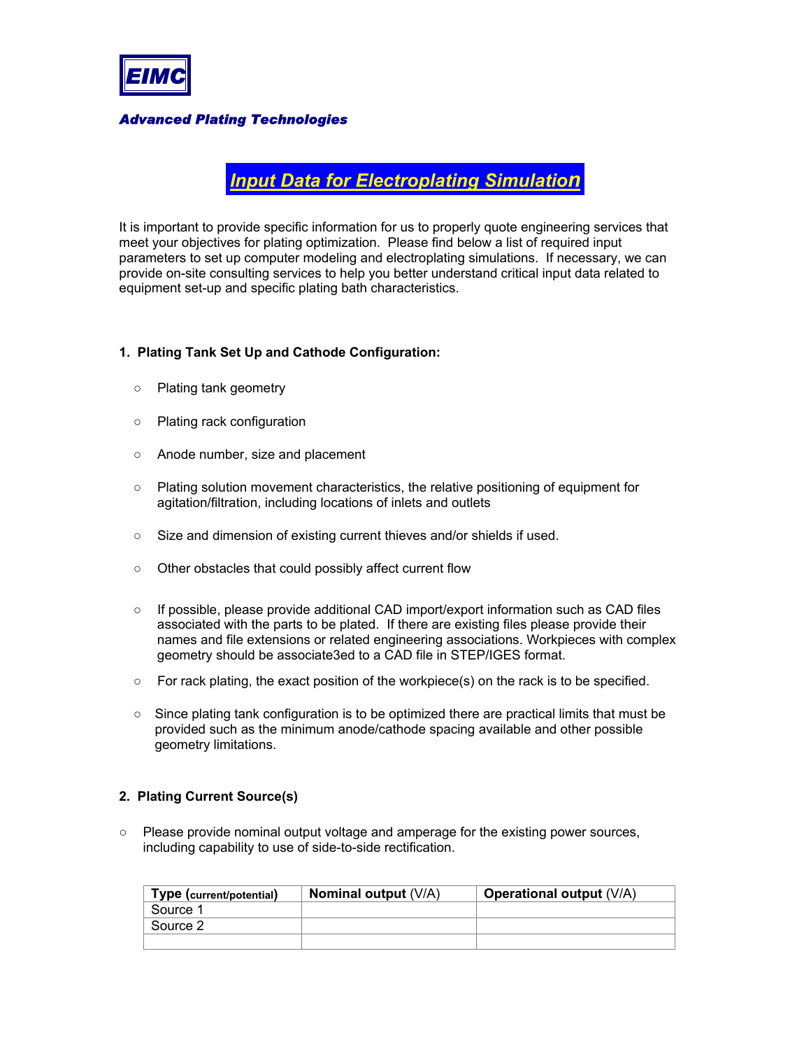**EIMC**

***Advanced Plating Technologies***

# *Input Data for Electroplating Simulation*

It is important to provide specific information for us to properly quote engineering services that meet your objectives for plating optimization. Please find below a list of required input parameters to set up computer modeling and electroplating simulations. If necessary, we can provide on-site consulting services to help you better understand critical input data related to equipment set-up and specific plating bath characteristics.

## 1. Plating Tank Set Up and Cathode Configuration:

- Plating tank geometry
- Plating rack configuration
- Anode number, size and placement
- Plating solution movement characteristics, the relative positioning of equipment for agitation/filtration, including locations of inlets and outlets
- Size and dimension of existing current thieves and/or shields if used.
- Other obstacles that could possibly affect current flow
- If possible, please provide additional CAD import/export information such as CAD files associated with the parts to be plated. If there are existing files please provide their names and file extensions or related engineering associations. Workpieces with complex geometry should be associate3ed to a CAD file in STEP/IGES format.
- For rack plating, the exact position of the workpiece(s) on the rack is to be specified.
- Since plating tank configuration is to be optimized there are practical limits that must be provided such as the minimum anode/cathode spacing available and other possible geometry limitations.

## 2. Plating Current Source(s)

- Please provide nominal output voltage and amperage for the existing power sources, including capability to use of side-to-side rectification.

| **Type** (current/potential) | **Nominal output** (V/A) | **Operational output** (V/A) |
|---|---|---|
| Source 1 | | |
| Source 2 | | |
| | | |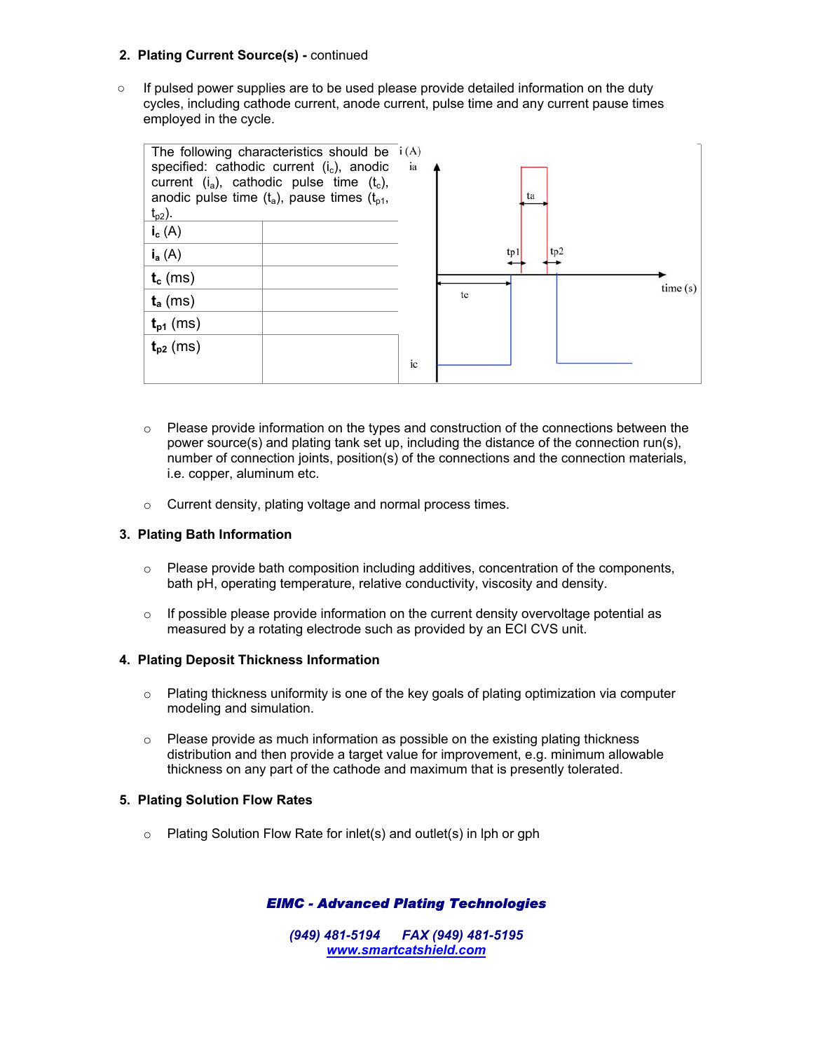**2. Plating Current Source(s) -** continued

- If pulsed power supplies are to be used please provide detailed information on the duty cycles, including cathode current, anode current, pulse time and any current pause times employed in the cycle.

| The following characteristics should be specified: cathodic current ($i_c$), anodic current ($i_a$), cathodic pulse time ($t_c$), anodic pulse time ($t_a$), pause times ($t_{p1}$, $t_{p2}$). | |
|---|---|
| $i_c$ (A) | |
| $i_a$ (A) | |
| $t_c$ (ms) | |
| $t_a$ (ms) | |
| $t_{p1}$ (ms) | |
| $t_{p2}$ (ms) | |

i (A)
ia
ta
tp1
tp2
tc
time (s)
ic

  - Please provide information on the types and construction of the connections between the power source(s) and plating tank set up, including the distance of the connection run(s), number of connection joints, position(s) of the connections and the connection materials, i.e. copper, aluminum etc.

  - Current density, plating voltage and normal process times.

**3. Plating Bath Information**

  - Please provide bath composition including additives, concentration of the components, bath pH, operating temperature, relative conductivity, viscosity and density.

  - If possible please provide information on the current density overvoltage potential as measured by a rotating electrode such as provided by an ECI CVS unit.

**4. Plating Deposit Thickness Information**

  - Plating thickness uniformity is one of the key goals of plating optimization via computer modeling and simulation.

  - Please provide as much information as possible on the existing plating thickness distribution and then provide a target value for improvement, e.g. minimum allowable thickness on any part of the cathode and maximum that is presently tolerated.

**5. Plating Solution Flow Rates**

  - Plating Solution Flow Rate for inlet(s) and outlet(s) in lph or gph

***EIMC - Advanced Plating Technologies***

***(949) 481-5194 FAX (949) 481-5195***
***www.smartcatshield.com***